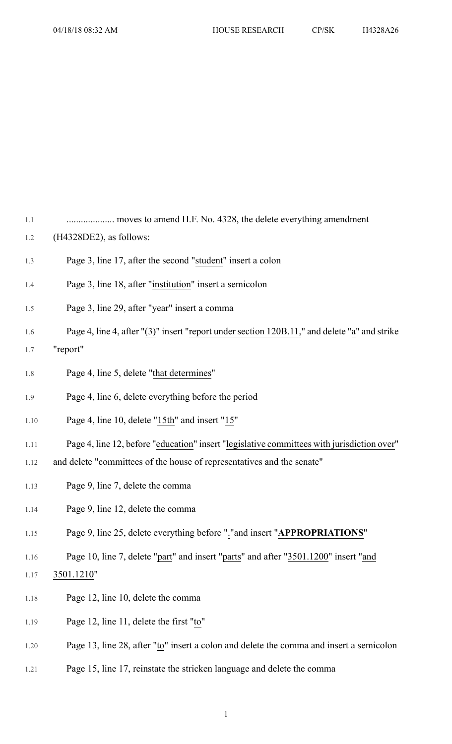.................... moves to amend H.F. No. 4328, the delete everything amendment (H4328DE2), as follows:

Page 3, line 17, after the second "student" insert a colon

Page 3, line 18, after "institution" insert a semicolon

Page 3, line 29, after "year" insert a comma

Page 4, line 4, after "(3)" insert "report under section 120B.11," and delete "a" and strike "report"

Page 4, line 5, delete "that determines"

Page 4, line 6, delete everything before the period

Page 4, line 10, delete "15th" and insert "15"

Page 4, line 12, before "education" insert "legislative committees with jurisdiction over" and delete "committees of the house of representatives and the senate"

Page 9, line 7, delete the comma

Page 9, line 12, delete the comma

Page 9, line 25, delete everything before "." and insert "**APPROPRIATIONS**"

Page 10, line 7, delete "part" and insert "parts" and after "3501.1200" insert "and 3501.1210"

Page 12, line 10, delete the comma

Page 12, line 11, delete the first "to"

Page 13, line 28, after "to" insert a colon and delete the comma and insert a semicolon

Page 15, line 17, reinstate the stricken language and delete the comma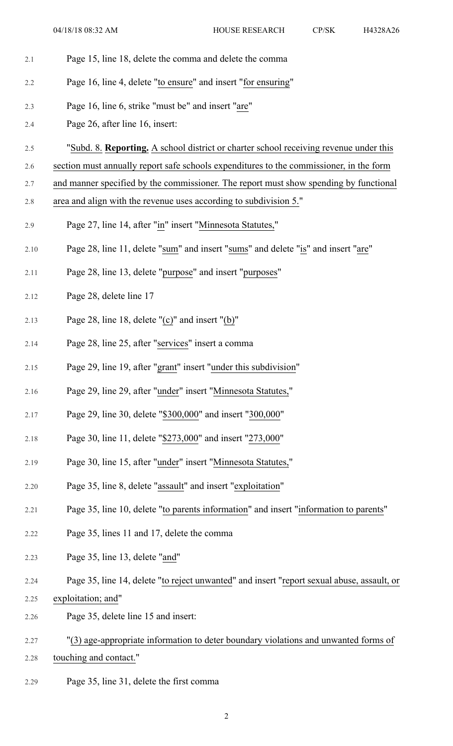Page 15, line 18, delete the comma and delete the comma

Page 16, line 4, delete "to ensure" and insert "for ensuring"

Page 16, line 6, strike "must be" and insert "are"

Page 26, after line 16, insert:

"Subd. 8. **Reporting.** A school district or charter school receiving revenue under this section must annually report safe schools expenditures to the commissioner, in the form and manner specified by the commissioner. The report must show spending by functional area and align with the revenue uses according to subdivision 5."

Page 27, line 14, after "in" insert "Minnesota Statutes,"

Page 28, line 11, delete "sum" and insert "sums" and delete "is" and insert "are"

Page 28, line 13, delete "purpose" and insert "purposes"

Page 28, delete line 17

Page 28, line 18, delete "(c)" and insert "(b)"

Page 28, line 25, after "services" insert a comma

Page 29, line 19, after "grant" insert "under this subdivision"

Page 29, line 29, after "under" insert "Minnesota Statutes,"

Page 29, line 30, delete "$300,000" and insert "300,000"

Page 30, line 11, delete "$273,000" and insert "273,000"

Page 30, line 15, after "under" insert "Minnesota Statutes,"

Page 35, line 8, delete "assault" and insert "exploitation"

Page 35, line 10, delete "to parents information" and insert "information to parents"

Page 35, lines 11 and 17, delete the comma

Page 35, line 13, delete "and"

Page 35, line 14, delete "to reject unwanted" and insert "report sexual abuse, assault, or exploitation; and"

Page 35, delete line 15 and insert:

"(3) age-appropriate information to deter boundary violations and unwanted forms of touching and contact."

Page 35, line 31, delete the first comma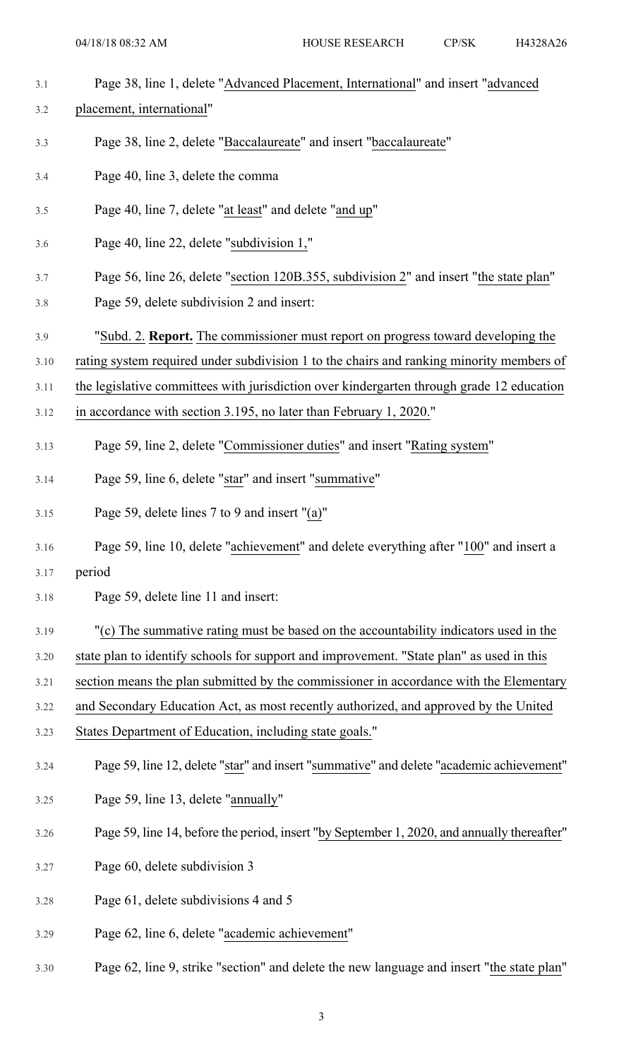Page 38, line 1, delete "Advanced Placement, International" and insert "advanced placement, international"

Page 38, line 2, delete "Baccalaureate" and insert "baccalaureate"

Page 40, line 3, delete the comma

Page 40, line 7, delete "at least" and delete "and up"

Page 40, line 22, delete "subdivision 1,"

Page 56, line 26, delete "section 120B.355, subdivision 2" and insert "the state plan"

Page 59, delete subdivision 2 and insert:

"Subd. 2. **Report.** The commissioner must report on progress toward developing the rating system required under subdivision 1 to the chairs and ranking minority members of the legislative committees with jurisdiction over kindergarten through grade 12 education in accordance with section 3.195, no later than February 1, 2020."

Page 59, line 2, delete "Commissioner duties" and insert "Rating system"

Page 59, line 6, delete "star" and insert "summative"

Page 59, delete lines 7 to 9 and insert "(a)"

Page 59, line 10, delete "achievement" and delete everything after "100" and insert a period

Page 59, delete line 11 and insert:

"(c) The summative rating must be based on the accountability indicators used in the state plan to identify schools for support and improvement. "State plan" as used in this section means the plan submitted by the commissioner in accordance with the Elementary and Secondary Education Act, as most recently authorized, and approved by the United States Department of Education, including state goals."

Page 59, line 12, delete "star" and insert "summative" and delete "academic achievement"

Page 59, line 13, delete "annually"

Page 59, line 14, before the period, insert "by September 1, 2020, and annually thereafter"

Page 60, delete subdivision 3

Page 61, delete subdivisions 4 and 5

Page 62, line 6, delete "academic achievement"

Page 62, line 9, strike "section" and delete the new language and insert "the state plan"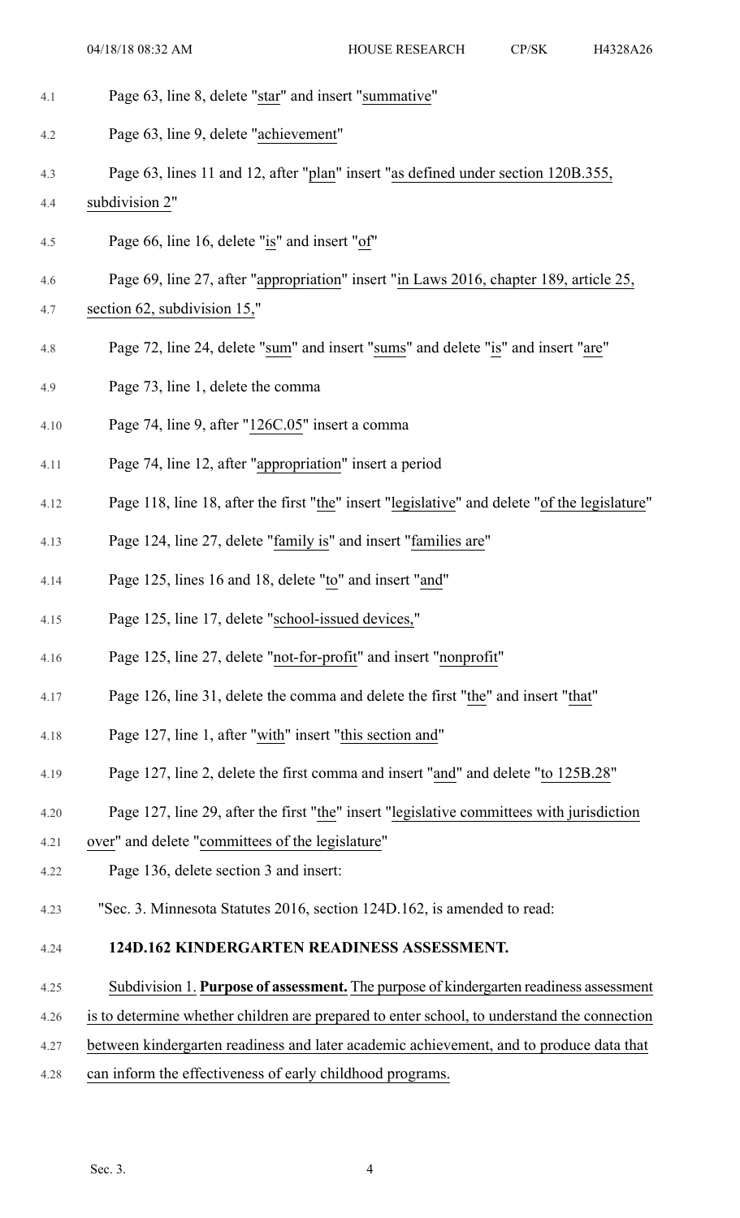Page 63, line 8, delete "star" and insert "summative"

Page 63, line 9, delete "achievement"

Page 63, lines 11 and 12, after "plan" insert "as defined under section 120B.355, subdivision 2"

Page 66, line 16, delete "is" and insert "of"

Page 69, line 27, after "appropriation" insert "in Laws 2016, chapter 189, article 25, section 62, subdivision 15,"

Page 72, line 24, delete "sum" and insert "sums" and delete "is" and insert "are"

Page 73, line 1, delete the comma

Page 74, line 9, after "126C.05" insert a comma

Page 74, line 12, after "appropriation" insert a period

Page 118, line 18, after the first "the" insert "legislative" and delete "of the legislature"

Page 124, line 27, delete "family is" and insert "families are"

Page 125, lines 16 and 18, delete "to" and insert "and"

Page 125, line 17, delete "school-issued devices,"

Page 125, line 27, delete "not-for-profit" and insert "nonprofit"

Page 126, line 31, delete the comma and delete the first "the" and insert "that"

Page 127, line 1, after "with" insert "this section and"

Page 127, line 2, delete the first comma and insert "and" and delete "to 125B.28"

Page 127, line 29, after the first "the" insert "legislative committees with jurisdiction over" and delete "committees of the legislature"

Page 136, delete section 3 and insert:

"Sec. 3. Minnesota Statutes 2016, section 124D.162, is amended to read:

**124D.162 KINDERGARTEN READINESS ASSESSMENT.**

Subdivision 1. **Purpose of assessment.** The purpose of kindergarten readiness assessment is to determine whether children are prepared to enter school, to understand the connection between kindergarten readiness and later academic achievement, and to produce data that can inform the effectiveness of early childhood programs.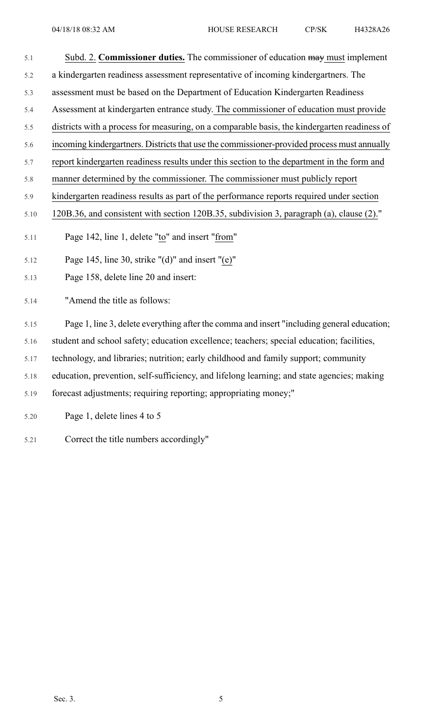Subd. 2. **Commissioner duties.** The commissioner of education ~~may~~ must implement a kindergarten readiness assessment representative of incoming kindergartners. The assessment must be based on the Department of Education Kindergarten Readiness Assessment at kindergarten entrance study. The commissioner of education must provide districts with a process for measuring, on a comparable basis, the kindergarten readiness of incoming kindergartners. Districts that use the commissioner-provided process must annually report kindergarten readiness results under this section to the department in the form and manner determined by the commissioner. The commissioner must publicly report kindergarten readiness results as part of the performance reports required under section 120B.36, and consistent with section 120B.35, subdivision 3, paragraph (a), clause (2)."

Page 142, line 1, delete "to" and insert "from"

Page 145, line 30, strike "(d)" and insert "(e)"

Page 158, delete line 20 and insert:

"Amend the title as follows:

Page 1, line 3, delete everything after the comma and insert "including general education; student and school safety; education excellence; teachers; special education; facilities, technology, and libraries; nutrition; early childhood and family support; community education, prevention, self-sufficiency, and lifelong learning; and state agencies; making forecast adjustments; requiring reporting; appropriating money;"

Page 1, delete lines 4 to 5

Correct the title numbers accordingly"